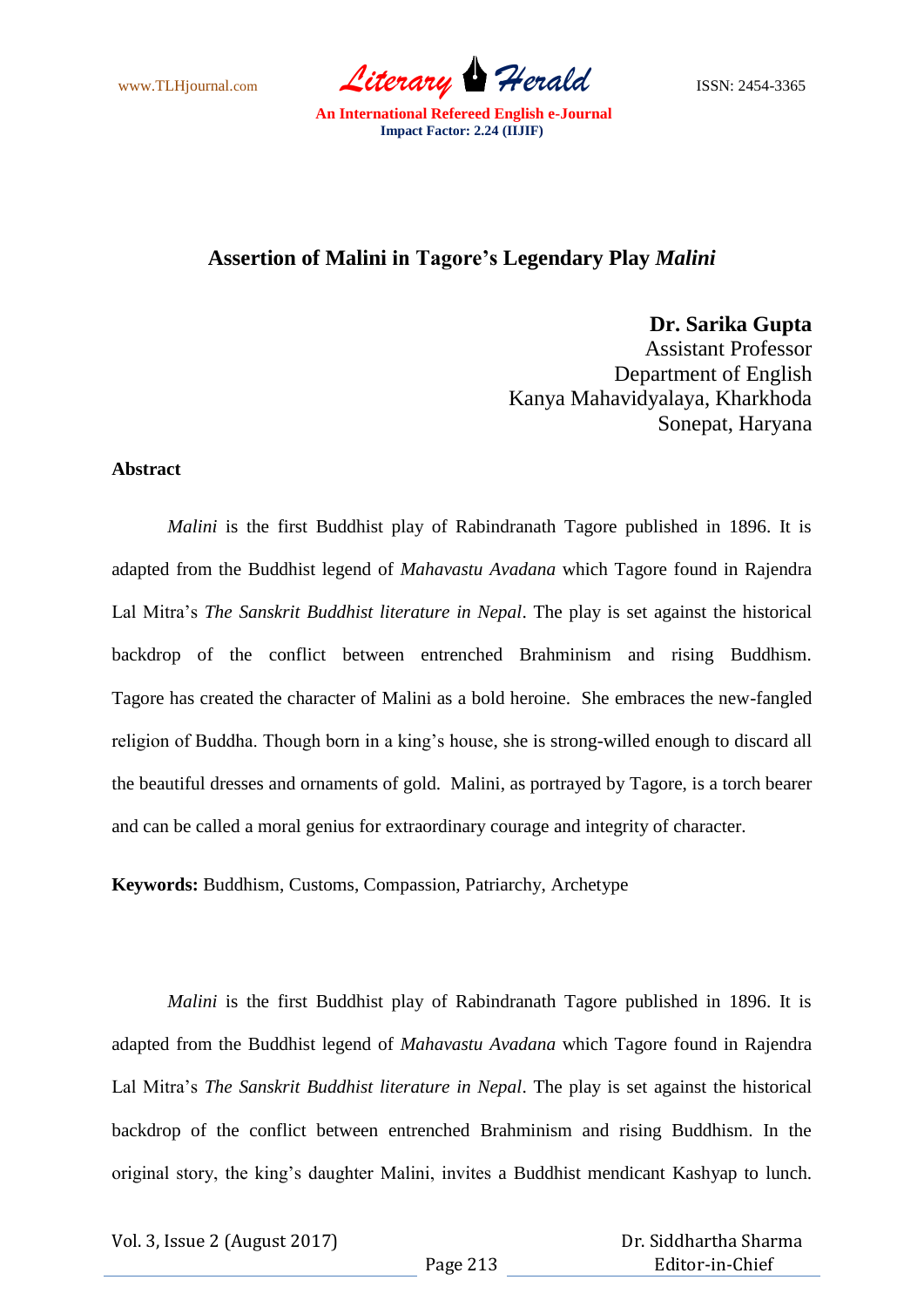# Assertion of Malini in Tagore's Legendary Play *Malini*

**Dr. Sarika Gupta**
Assistant Professor
Department of English
Kanya Mahavidyalaya, Kharkhoda
Sonepat, Haryana

**Abstract**

*Malini* is the first Buddhist play of Rabindranath Tagore published in 1896. It is adapted from the Buddhist legend of *Mahavastu Avadana* which Tagore found in Rajendra Lal Mitra's *The Sanskrit Buddhist literature in Nepal*. The play is set against the historical backdrop of the conflict between entrenched Brahminism and rising Buddhism. Tagore has created the character of Malini as a bold heroine. She embraces the new-fangled religion of Buddha. Though born in a king's house, she is strong-willed enough to discard all the beautiful dresses and ornaments of gold. Malini, as portrayed by Tagore, is a torch bearer and can be called a moral genius for extraordinary courage and integrity of character.

**Keywords:** Buddhism, Customs, Compassion, Patriarchy, Archetype

*Malini* is the first Buddhist play of Rabindranath Tagore published in 1896. It is adapted from the Buddhist legend of *Mahavastu Avadana* which Tagore found in Rajendra Lal Mitra's *The Sanskrit Buddhist literature in Nepal*. The play is set against the historical backdrop of the conflict between entrenched Brahminism and rising Buddhism. In the original story, the king's daughter Malini, invites a Buddhist mendicant Kashyap to lunch.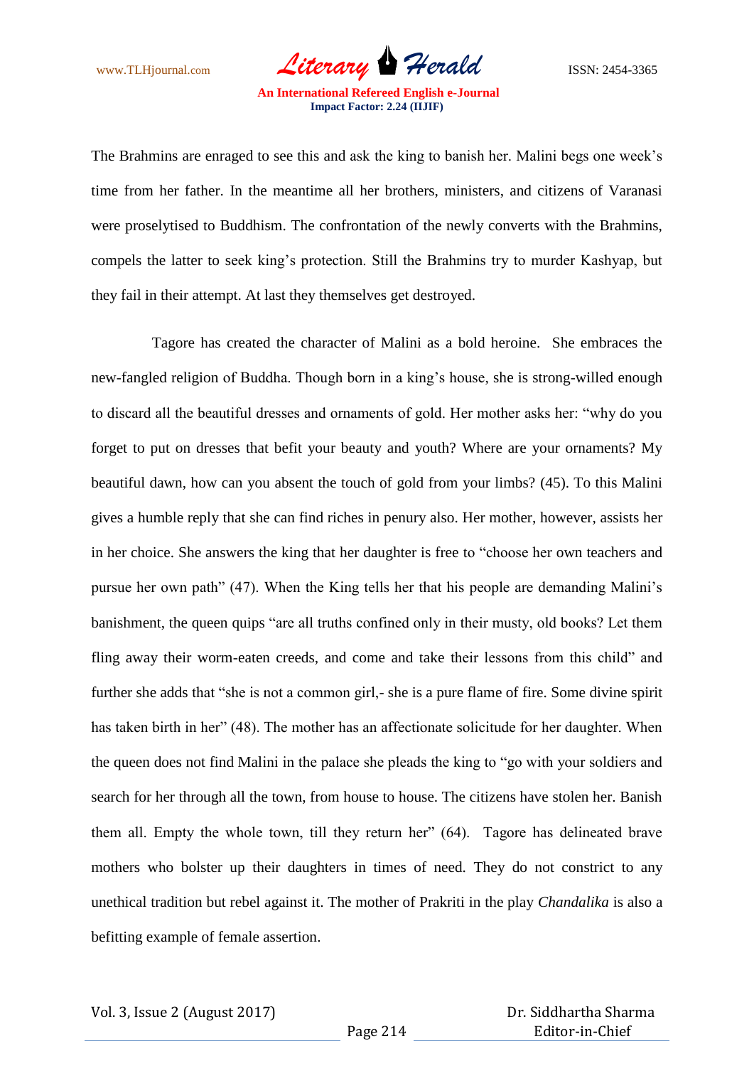The Brahmins are enraged to see this and ask the king to banish her. Malini begs one week's time from her father. In the meantime all her brothers, ministers, and citizens of Varanasi were proselytised to Buddhism. The confrontation of the newly converts with the Brahmins, compels the latter to seek king's protection. Still the Brahmins try to murder Kashyap, but they fail in their attempt. At last they themselves get destroyed.

Tagore has created the character of Malini as a bold heroine. She embraces the new-fangled religion of Buddha. Though born in a king's house, she is strong-willed enough to discard all the beautiful dresses and ornaments of gold. Her mother asks her: "why do you forget to put on dresses that befit your beauty and youth? Where are your ornaments? My beautiful dawn, how can you absent the touch of gold from your limbs? (45). To this Malini gives a humble reply that she can find riches in penury also. Her mother, however, assists her in her choice. She answers the king that her daughter is free to "choose her own teachers and pursue her own path" (47). When the King tells her that his people are demanding Malini's banishment, the queen quips "are all truths confined only in their musty, old books? Let them fling away their worm-eaten creeds, and come and take their lessons from this child" and further she adds that "she is not a common girl,- she is a pure flame of fire. Some divine spirit has taken birth in her" (48). The mother has an affectionate solicitude for her daughter. When the queen does not find Malini in the palace she pleads the king to "go with your soldiers and search for her through all the town, from house to house. The citizens have stolen her. Banish them all. Empty the whole town, till they return her" (64). Tagore has delineated brave mothers who bolster up their daughters in times of need. They do not constrict to any unethical tradition but rebel against it. The mother of Prakriti in the play *Chandalika* is also a befitting example of female assertion.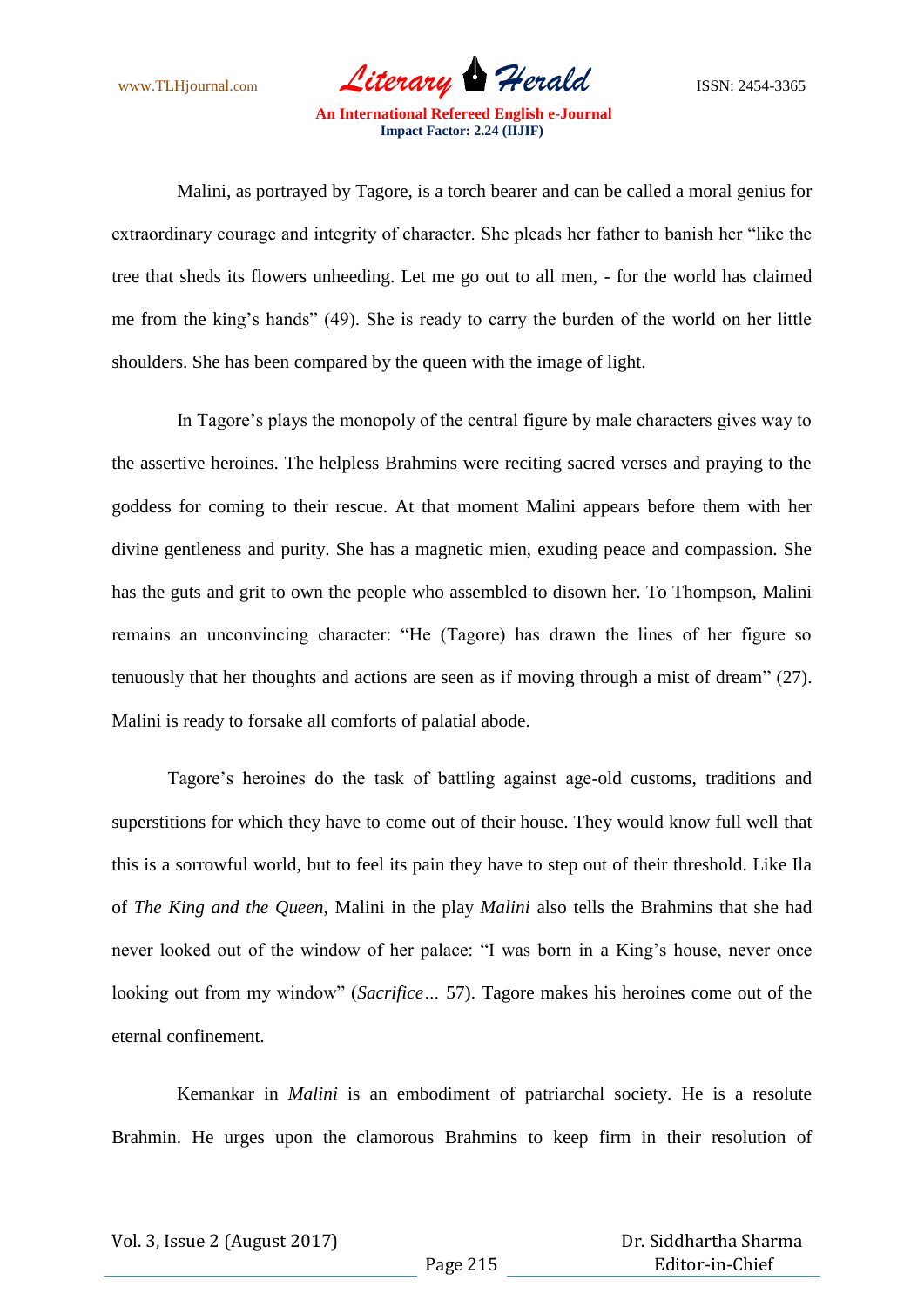Malini, as portrayed by Tagore, is a torch bearer and can be called a moral genius for extraordinary courage and integrity of character. She pleads her father to banish her "like the tree that sheds its flowers unheeding. Let me go out to all men, - for the world has claimed me from the king's hands" (49). She is ready to carry the burden of the world on her little shoulders. She has been compared by the queen with the image of light.

In Tagore's plays the monopoly of the central figure by male characters gives way to the assertive heroines. The helpless Brahmins were reciting sacred verses and praying to the goddess for coming to their rescue. At that moment Malini appears before them with her divine gentleness and purity. She has a magnetic mien, exuding peace and compassion. She has the guts and grit to own the people who assembled to disown her. To Thompson, Malini remains an unconvincing character: "He (Tagore) has drawn the lines of her figure so tenuously that her thoughts and actions are seen as if moving through a mist of dream" (27). Malini is ready to forsake all comforts of palatial abode.

Tagore's heroines do the task of battling against age-old customs, traditions and superstitions for which they have to come out of their house. They would know full well that this is a sorrowful world, but to feel its pain they have to step out of their threshold. Like Ila of *The King and the Queen*, Malini in the play *Malini* also tells the Brahmins that she had never looked out of the window of her palace: "I was born in a King's house, never once looking out from my window" (*Sacrifice…* 57). Tagore makes his heroines come out of the eternal confinement.

Kemankar in *Malini* is an embodiment of patriarchal society. He is a resolute Brahmin. He urges upon the clamorous Brahmins to keep firm in their resolution of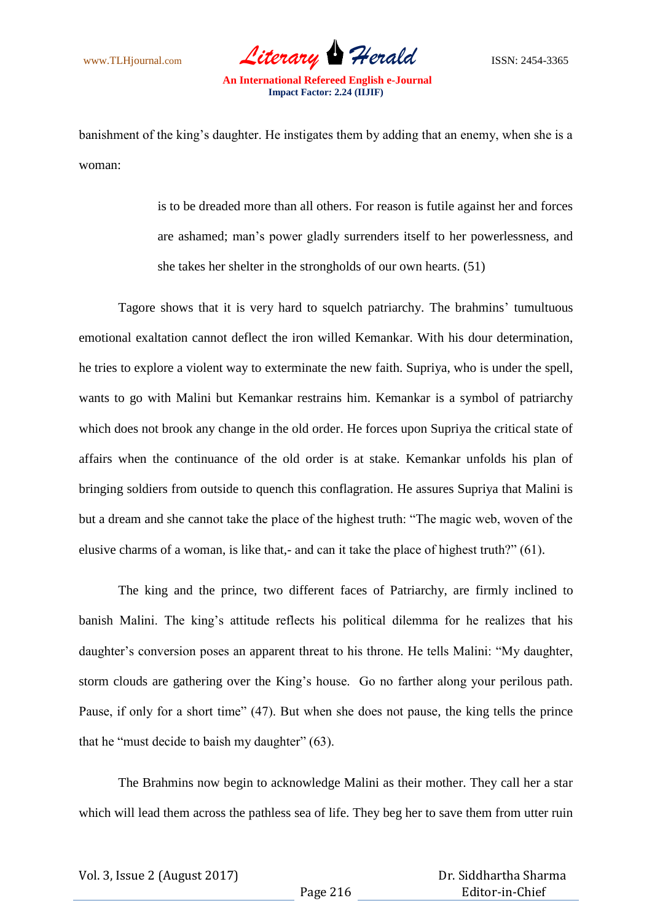banishment of the king's daughter. He instigates them by adding that an enemy, when she is a woman:

> is to be dreaded more than all others. For reason is futile against her and forces are ashamed; man's power gladly surrenders itself to her powerlessness, and she takes her shelter in the strongholds of our own hearts. (51)

Tagore shows that it is very hard to squelch patriarchy. The brahmins' tumultuous emotional exaltation cannot deflect the iron willed Kemankar. With his dour determination, he tries to explore a violent way to exterminate the new faith. Supriya, who is under the spell, wants to go with Malini but Kemankar restrains him. Kemankar is a symbol of patriarchy which does not brook any change in the old order. He forces upon Supriya the critical state of affairs when the continuance of the old order is at stake. Kemankar unfolds his plan of bringing soldiers from outside to quench this conflagration. He assures Supriya that Malini is but a dream and she cannot take the place of the highest truth: "The magic web, woven of the elusive charms of a woman, is like that,- and can it take the place of highest truth?" (61).

The king and the prince, two different faces of Patriarchy, are firmly inclined to banish Malini. The king's attitude reflects his political dilemma for he realizes that his daughter's conversion poses an apparent threat to his throne. He tells Malini: "My daughter, storm clouds are gathering over the King's house. Go no farther along your perilous path. Pause, if only for a short time" (47). But when she does not pause, the king tells the prince that he "must decide to baish my daughter" (63).

The Brahmins now begin to acknowledge Malini as their mother. They call her a star which will lead them across the pathless sea of life. They beg her to save them from utter ruin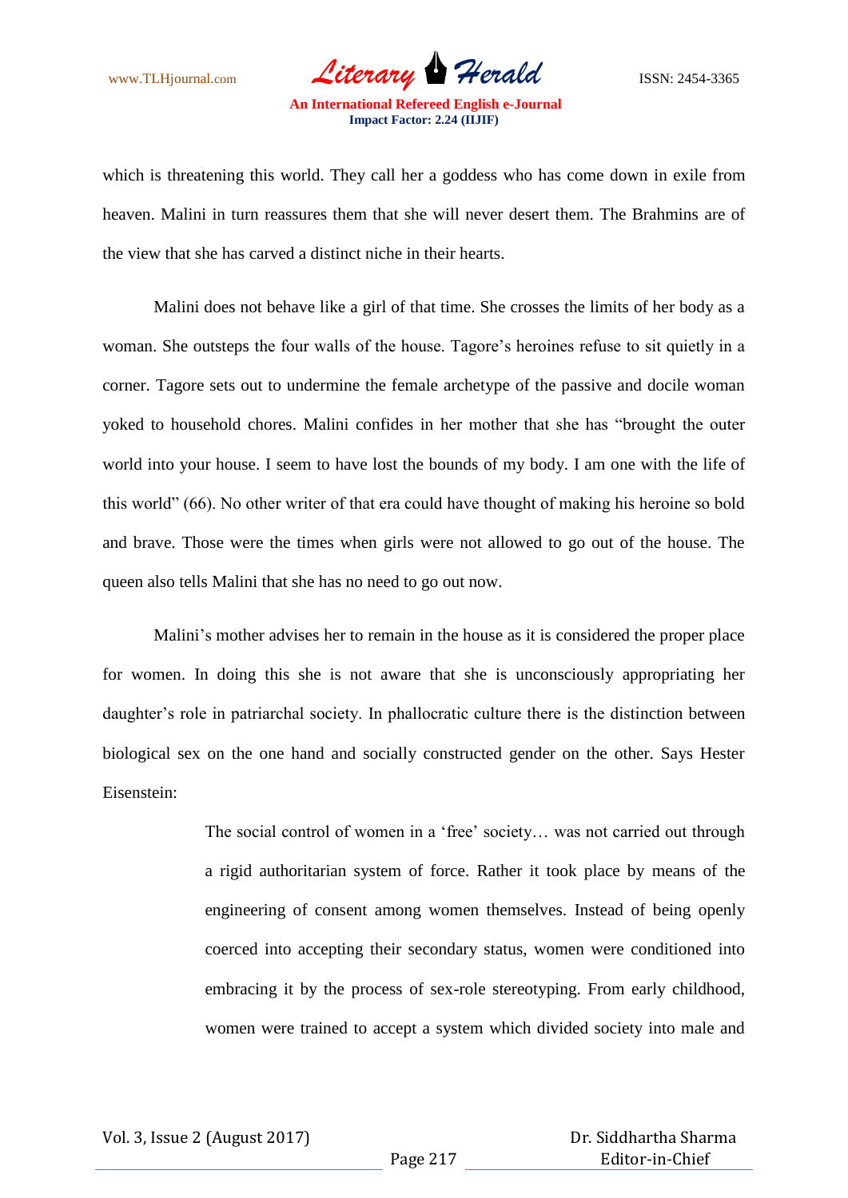which is threatening this world. They call her a goddess who has come down in exile from heaven. Malini in turn reassures them that she will never desert them. The Brahmins are of the view that she has carved a distinct niche in their hearts.

Malini does not behave like a girl of that time. She crosses the limits of her body as a woman. She outsteps the four walls of the house. Tagore's heroines refuse to sit quietly in a corner. Tagore sets out to undermine the female archetype of the passive and docile woman yoked to household chores. Malini confides in her mother that she has "brought the outer world into your house. I seem to have lost the bounds of my body. I am one with the life of this world" (66). No other writer of that era could have thought of making his heroine so bold and brave. Those were the times when girls were not allowed to go out of the house. The queen also tells Malini that she has no need to go out now.

Malini's mother advises her to remain in the house as it is considered the proper place for women. In doing this she is not aware that she is unconsciously appropriating her daughter's role in patriarchal society. In phallocratic culture there is the distinction between biological sex on the one hand and socially constructed gender on the other. Says Hester Eisenstein:

> The social control of women in a 'free' society… was not carried out through a rigid authoritarian system of force. Rather it took place by means of the engineering of consent among women themselves. Instead of being openly coerced into accepting their secondary status, women were conditioned into embracing it by the process of sex-role stereotyping. From early childhood, women were trained to accept a system which divided society into male and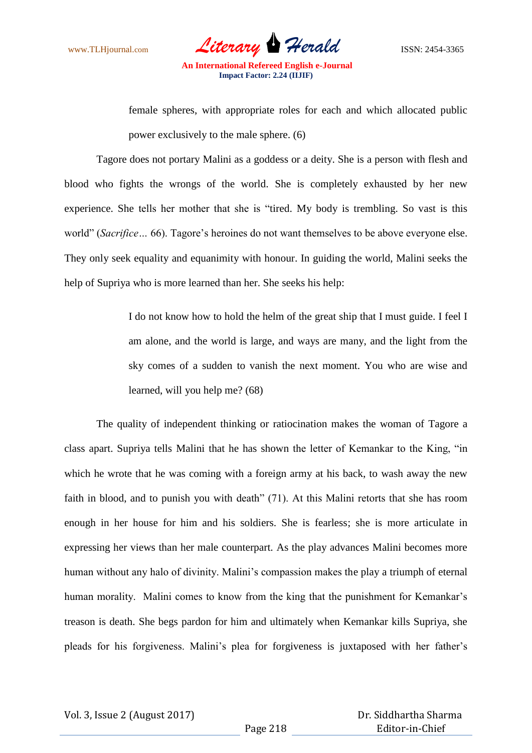> female spheres, with appropriate roles for each and which allocated public power exclusively to the male sphere. (6)

Tagore does not portary Malini as a goddess or a deity. She is a person with flesh and blood who fights the wrongs of the world. She is completely exhausted by her new experience. She tells her mother that she is "tired. My body is trembling. So vast is this world" (*Sacrifice*… 66). Tagore's heroines do not want themselves to be above everyone else. They only seek equality and equanimity with honour. In guiding the world, Malini seeks the help of Supriya who is more learned than her. She seeks his help:

> I do not know how to hold the helm of the great ship that I must guide. I feel I am alone, and the world is large, and ways are many, and the light from the sky comes of a sudden to vanish the next moment. You who are wise and learned, will you help me? (68)

The quality of independent thinking or ratiocination makes the woman of Tagore a class apart. Supriya tells Malini that he has shown the letter of Kemankar to the King, "in which he wrote that he was coming with a foreign army at his back, to wash away the new faith in blood, and to punish you with death" (71). At this Malini retorts that she has room enough in her house for him and his soldiers. She is fearless; she is more articulate in expressing her views than her male counterpart. As the play advances Malini becomes more human without any halo of divinity. Malini's compassion makes the play a triumph of eternal human morality. Malini comes to know from the king that the punishment for Kemankar's treason is death. She begs pardon for him and ultimately when Kemankar kills Supriya, she pleads for his forgiveness. Malini's plea for forgiveness is juxtaposed with her father's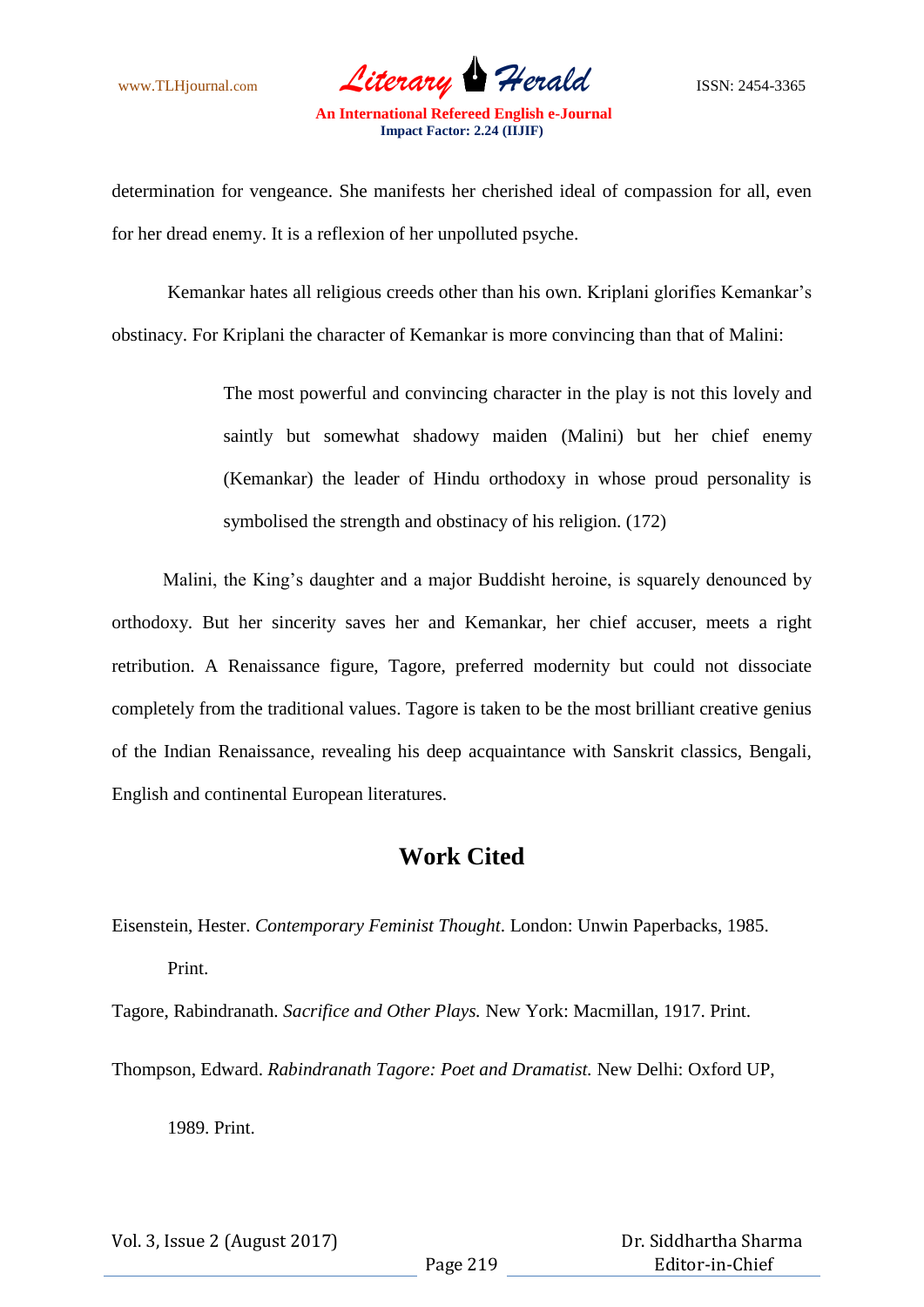determination for vengeance. She manifests her cherished ideal of compassion for all, even for her dread enemy. It is a reflexion of her unpolluted psyche.

Kemankar hates all religious creeds other than his own. Kriplani glorifies Kemankar's obstinacy. For Kriplani the character of Kemankar is more convincing than that of Malini:

> The most powerful and convincing character in the play is not this lovely and saintly but somewhat shadowy maiden (Malini) but her chief enemy (Kemankar) the leader of Hindu orthodoxy in whose proud personality is symbolised the strength and obstinacy of his religion. (172)

Malini, the King's daughter and a major Buddisht heroine, is squarely denounced by orthodoxy. But her sincerity saves her and Kemankar, her chief accuser, meets a right retribution. A Renaissance figure, Tagore, preferred modernity but could not dissociate completely from the traditional values. Tagore is taken to be the most brilliant creative genius of the Indian Renaissance, revealing his deep acquaintance with Sanskrit classics, Bengali, English and continental European literatures.

## Work Cited

Eisenstein, Hester. *Contemporary Feminist Thought*. London: Unwin Paperbacks, 1985. Print.

Tagore, Rabindranath. *Sacrifice and Other Plays.* New York: Macmillan, 1917. Print.

Thompson, Edward. *Rabindranath Tagore: Poet and Dramatist.* New Delhi: Oxford UP, 1989. Print.